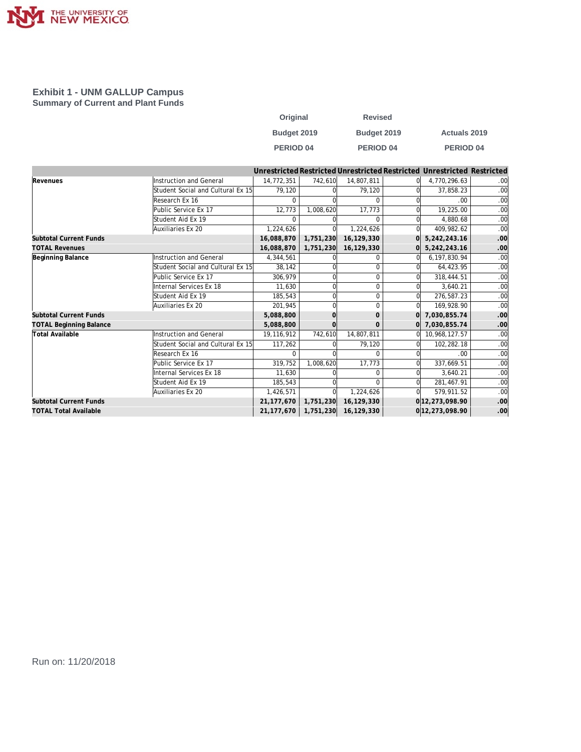## Exhibit 1 - UNM GALLUP Campus

### Summary of Current and Plant Funds

| | | Original Budget 2019 PERIOD 04 | | Revised Budget 2019 PERIOD 04 | | Actuals 2019 PERIOD 04 | |
|---|---|---|---|---|---|---|---|
| | | Unrestricted | Restricted | Unrestricted | Restricted | Unrestricted | Restricted |
| **Revenues** | Instruction and General | 14,772,351 | 742,610 | 14,807,811 | 0 | 4,770,296.63 | .00 |
| | Student Social and Cultural Ex 15 | 79,120 | 0 | 79,120 | 0 | 37,858.23 | .00 |
| | Research Ex 16 | 0 | 0 | 0 | 0 | .00 | .00 |
| | Public Service Ex 17 | 12,773 | 1,008,620 | 17,773 | 0 | 19,225.00 | .00 |
| | Student Aid Ex 19 | 0 | 0 | 0 | 0 | 4,880.68 | .00 |
| | Auxiliaries Ex 20 | 1,224,626 | 0 | 1,224,626 | 0 | 409,982.62 | .00 |
| **Subtotal Current Funds** | | **16,088,870** | **1,751,230** | **16,129,330** | **0** | **5,242,243.16** | **.00** |
| **TOTAL Revenues** | | **16,088,870** | **1,751,230** | **16,129,330** | **0** | **5,242,243.16** | **.00** |
| **Beginning Balance** | Instruction and General | 4,344,561 | 0 | 0 | 0 | 6,197,830.94 | .00 |
| | Student Social and Cultural Ex 15 | 38,142 | 0 | 0 | 0 | 64,423.95 | .00 |
| | Public Service Ex 17 | 306,979 | 0 | 0 | 0 | 318,444.51 | .00 |
| | Internal Services Ex 18 | 11,630 | 0 | 0 | 0 | 3,640.21 | .00 |
| | Student Aid Ex 19 | 185,543 | 0 | 0 | 0 | 276,587.23 | .00 |
| | Auxiliaries Ex 20 | 201,945 | 0 | 0 | 0 | 169,928.90 | .00 |
| **Subtotal Current Funds** | | **5,088,800** | **0** | **0** | **0** | **7,030,855.74** | **.00** |
| **TOTAL Beginning Balance** | | **5,088,800** | **0** | **0** | **0** | **7,030,855.74** | **.00** |
| **Total Available** | Instruction and General | 19,116,912 | 742,610 | 14,807,811 | 0 | 10,968,127.57 | .00 |
| | Student Social and Cultural Ex 15 | 117,262 | 0 | 79,120 | 0 | 102,282.18 | .00 |
| | Research Ex 16 | 0 | 0 | 0 | 0 | .00 | .00 |
| | Public Service Ex 17 | 319,752 | 1,008,620 | 17,773 | 0 | 337,669.51 | .00 |
| | Internal Services Ex 18 | 11,630 | 0 | 0 | 0 | 3,640.21 | .00 |
| | Student Aid Ex 19 | 185,543 | 0 | 0 | 0 | 281,467.91 | .00 |
| | Auxiliaries Ex 20 | 1,426,571 | 0 | 1,224,626 | 0 | 579,911.52 | .00 |
| **Subtotal Current Funds** | | **21,177,670** | **1,751,230** | **16,129,330** | **0** | **12,273,098.90** | **.00** |
| **TOTAL Total Available** | | **21,177,670** | **1,751,230** | **16,129,330** | **0** | **12,273,098.90** | **.00** |

Run on: 11/20/2018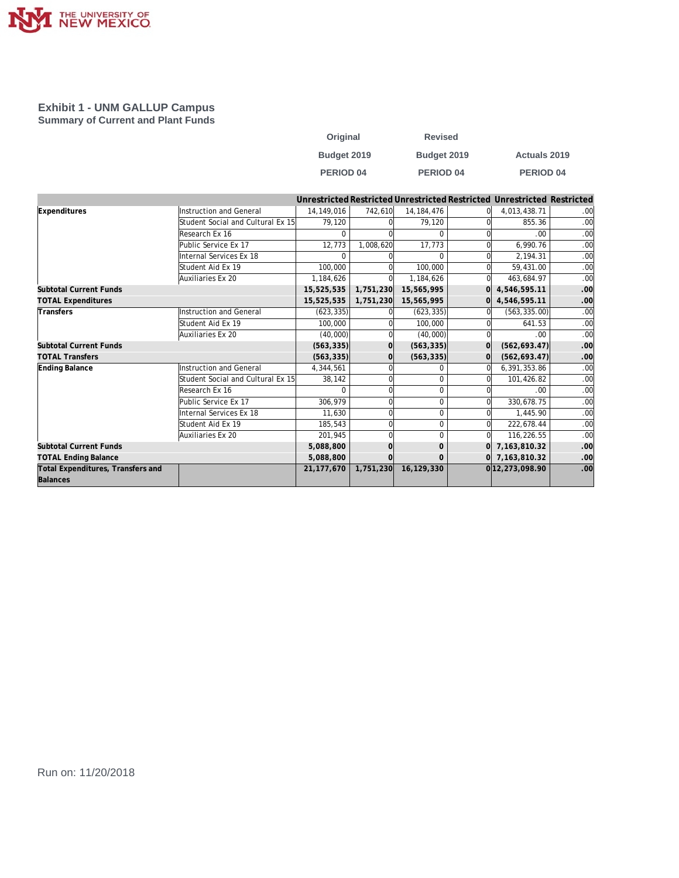## Exhibit 1 - UNM GALLUP Campus
### Summary of Current and Plant Funds

| | | Original Budget 2019 PERIOD 04 | | Revised Budget 2019 PERIOD 04 | | Actuals 2019 PERIOD 04 | |
|---|---|---|---|---|---|---|---|
| | | Unrestricted | Restricted | Unrestricted | Restricted | Unrestricted | Restricted |
| **Expenditures** | Instruction and General | 14,149,016 | 742,610 | 14,184,476 | 0 | 4,013,438.71 | .00 |
| | Student Social and Cultural Ex 15 | 79,120 | 0 | 79,120 | 0 | 855.36 | .00 |
| | Research Ex 16 | 0 | 0 | 0 | 0 | .00 | .00 |
| | Public Service Ex 17 | 12,773 | 1,008,620 | 17,773 | 0 | 6,990.76 | .00 |
| | Internal Services Ex 18 | 0 | 0 | 0 | 0 | 2,194.31 | .00 |
| | Student Aid Ex 19 | 100,000 | 0 | 100,000 | 0 | 59,431.00 | .00 |
| | Auxiliaries Ex 20 | 1,184,626 | 0 | 1,184,626 | 0 | 463,684.97 | .00 |
| **Subtotal Current Funds** | | **15,525,535** | **1,751,230** | **15,565,995** | **0** | **4,546,595.11** | **.00** |
| **TOTAL Expenditures** | | **15,525,535** | **1,751,230** | **15,565,995** | **0** | **4,546,595.11** | **.00** |
| **Transfers** | Instruction and General | (623,335) | 0 | (623,335) | 0 | (563,335.00) | .00 |
| | Student Aid Ex 19 | 100,000 | 0 | 100,000 | 0 | 641.53 | .00 |
| | Auxiliaries Ex 20 | (40,000) | 0 | (40,000) | 0 | .00 | .00 |
| **Subtotal Current Funds** | | **(563,335)** | **0** | **(563,335)** | **0** | **(562,693.47)** | **.00** |
| **TOTAL Transfers** | | **(563,335)** | **0** | **(563,335)** | **0** | **(562,693.47)** | **.00** |
| **Ending Balance** | Instruction and General | 4,344,561 | 0 | 0 | 0 | 6,391,353.86 | .00 |
| | Student Social and Cultural Ex 15 | 38,142 | 0 | 0 | 0 | 101,426.82 | .00 |
| | Research Ex 16 | 0 | 0 | 0 | 0 | .00 | .00 |
| | Public Service Ex 17 | 306,979 | 0 | 0 | 0 | 330,678.75 | .00 |
| | Internal Services Ex 18 | 11,630 | 0 | 0 | 0 | 1,445.90 | .00 |
| | Student Aid Ex 19 | 185,543 | 0 | 0 | 0 | 222,678.44 | .00 |
| | Auxiliaries Ex 20 | 201,945 | 0 | 0 | 0 | 116,226.55 | .00 |
| **Subtotal Current Funds** | | **5,088,800** | **0** | **0** | **0** | **7,163,810.32** | **.00** |
| **TOTAL Ending Balance** | | **5,088,800** | **0** | **0** | **0** | **7,163,810.32** | **.00** |
| **Total Expenditures, Transfers and Balances** | | **21,177,670** | **1,751,230** | **16,129,330** | **0** | **12,273,098.90** | **.00** |

Run on: 11/20/2018